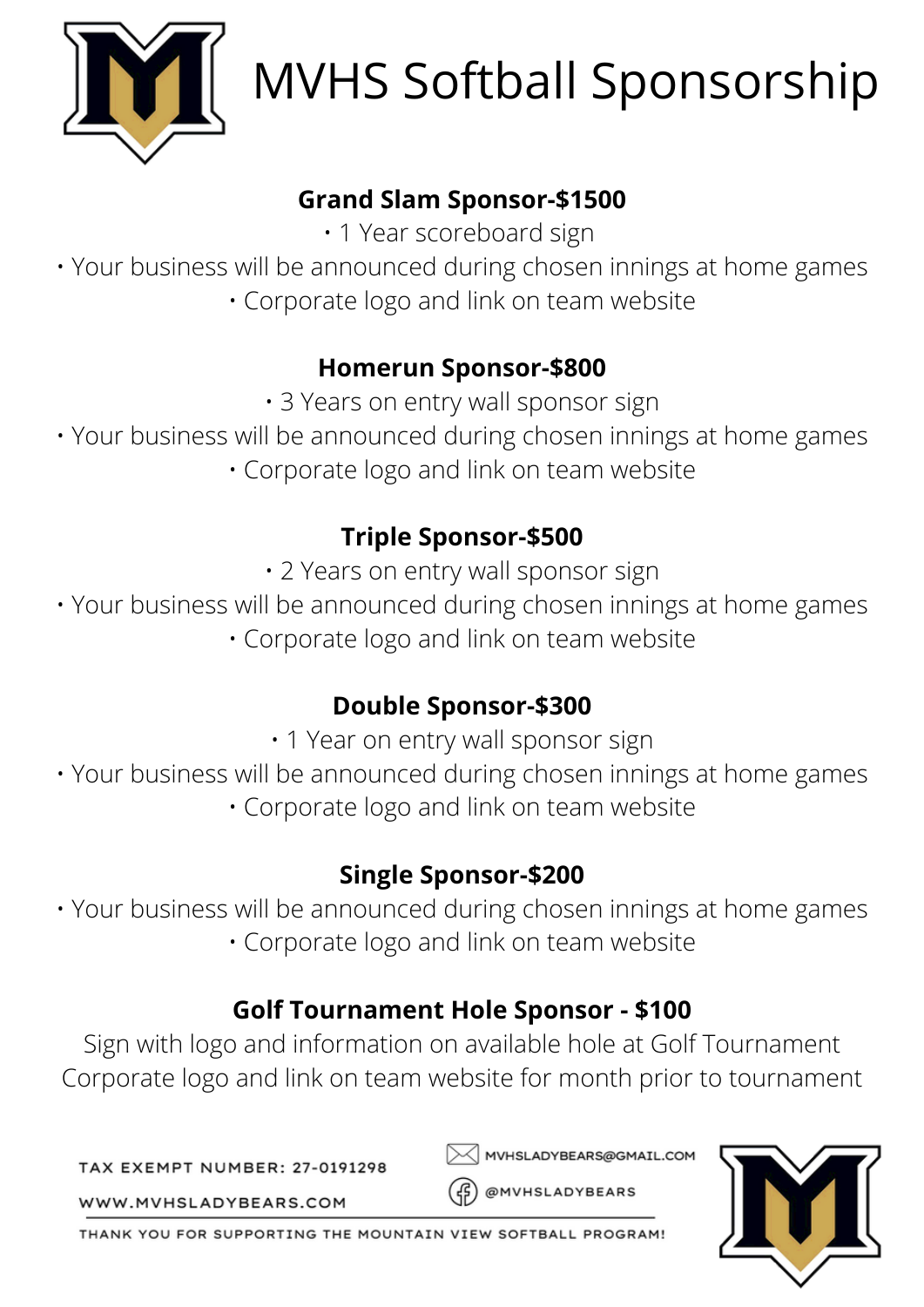# MVHS Softball Sponsorship

**Grand Slam Sponsor-$1500**

- 1 Year scoreboard sign
- Your business will be announced during chosen innings at home games
- Corporate logo and link on team website

**Homerun Sponsor-$800**

- 3 Years on entry wall sponsor sign
- Your business will be announced during chosen innings at home games
- Corporate logo and link on team website

**Triple Sponsor-$500**

- 2 Years on entry wall sponsor sign
- Your business will be announced during chosen innings at home games
- Corporate logo and link on team website

**Double Sponsor-$300**

- 1 Year on entry wall sponsor sign
- Your business will be announced during chosen innings at home games
- Corporate logo and link on team website

**Single Sponsor-$200**

- Your business will be announced during chosen innings at home games
- Corporate logo and link on team website

**Golf Tournament Hole Sponsor - $100**

Sign with logo and information on available hole at Golf Tournament
Corporate logo and link on team website for month prior to tournament

TAX EXEMPT NUMBER: 27-0191298

WWW.MVHSLADYBEARS.COM

MVHSLADYBEARS@GMAIL.COM

@MVHSLADYBEARS

THANK YOU FOR SUPPORTING THE MOUNTAIN VIEW SOFTBALL PROGRAM!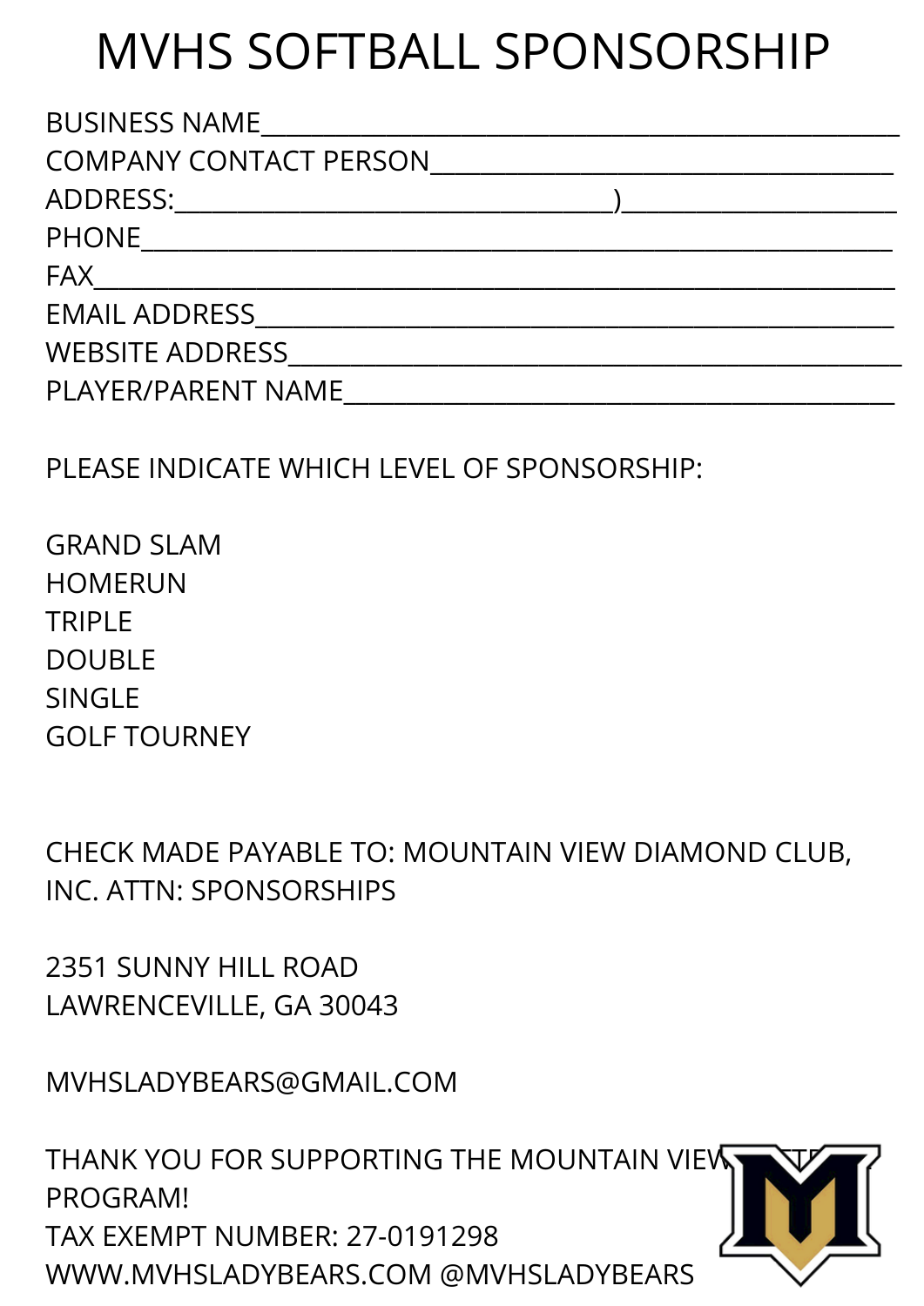# MVHS SOFTBALL SPONSORSHIP

BUSINESS NAME_______________________________________________

COMPANY CONTACT PERSON___________________________________

ADDRESS:________________________________)____________________

PHONE___________________________________________________

FAX______________________________________________________

EMAIL ADDRESS____________________________________________

WEBSITE ADDRESS__________________________________________

PLAYER/PARENT NAME_______________________________________

PLEASE INDICATE WHICH LEVEL OF SPONSORSHIP:

GRAND SLAM
HOMERUN
TRIPLE
DOUBLE
SINGLE
GOLF TOURNEY

CHECK MADE PAYABLE TO: MOUNTAIN VIEW DIAMOND CLUB, INC. ATTN: SPONSORSHIPS

2351 SUNNY HILL ROAD
LAWRENCEVILLE, GA 30043

MVHSLADYBEARS@GMAIL.COM

THANK YOU FOR SUPPORTING THE MOUNTAIN VIEW SOFTBALL PROGRAM!
TAX EXEMPT NUMBER: 27-0191298
WWW.MVHSLADYBEARS.COM @MVHSLADYBEARS